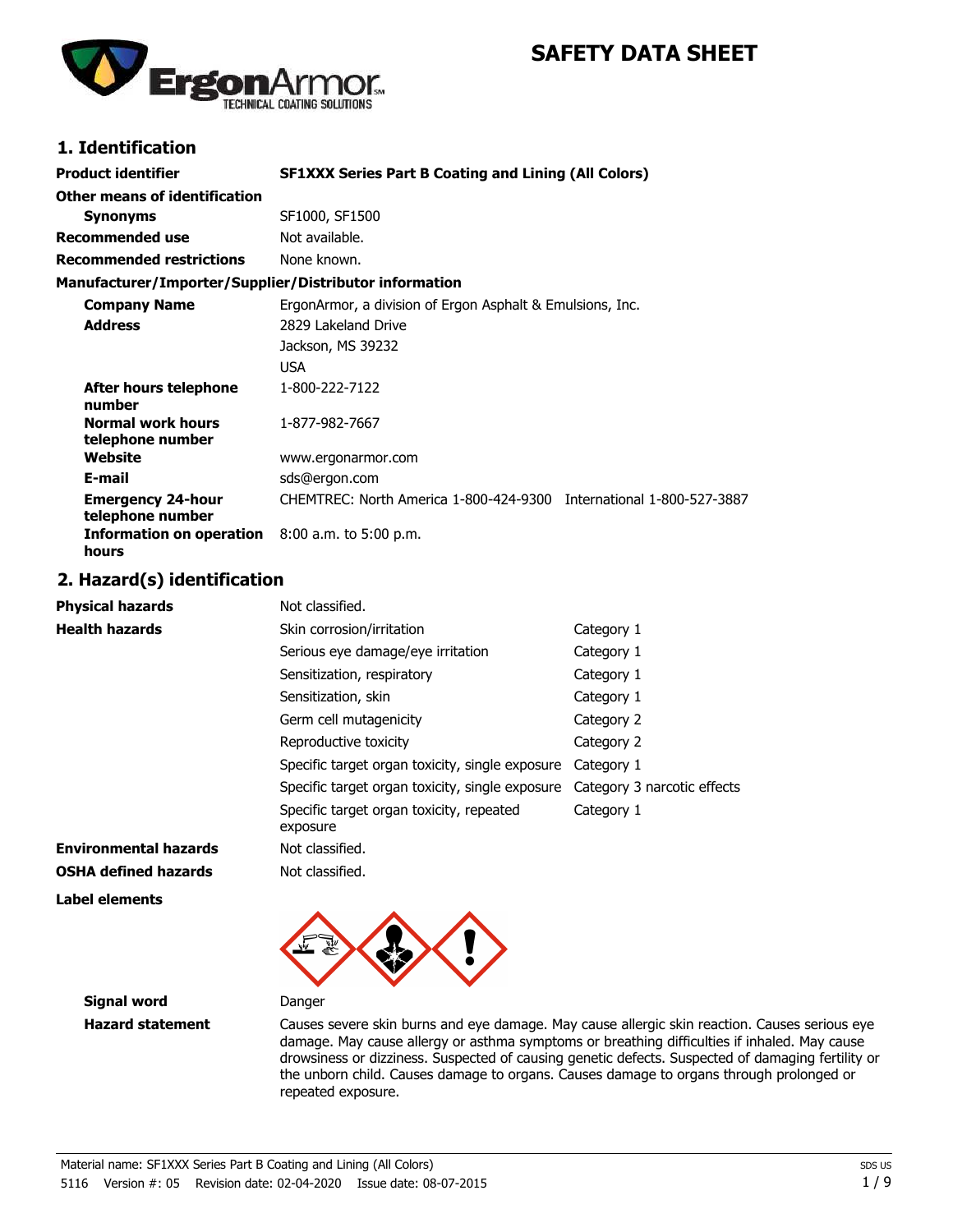# SAFETY DATA SHEET

## 1. Identification

| | |
|---|---|
| **Product identifier** | **SF1XXX Series Part B Coating and Lining (All Colors)** |
| **Other means of identification** | |
| **Synonyms** | SF1000, SF1500 |
| **Recommended use** | Not available. |
| **Recommended restrictions** | None known. |

**Manufacturer/Importer/Supplier/Distributor information**

| | |
|---|---|
| **Company Name** | ErgonArmor, a division of Ergon Asphalt & Emulsions, Inc. |
| **Address** | 2829 Lakeland Drive<br>Jackson, MS 39232<br>USA |
| **After hours telephone number** | 1-800-222-7122 |
| **Normal work hours telephone number** | 1-877-982-7667 |
| **Website** | www.ergonarmor.com |
| **E-mail** | sds@ergon.com |
| **Emergency 24-hour telephone number** | CHEMTREC: North America 1-800-424-9300 International 1-800-527-3887 |
| **Information on operation hours** | 8:00 a.m. to 5:00 p.m. |

## 2. Hazard(s) identification

| | | |
|---|---|---|
| **Physical hazards** | Not classified. | |
| **Health hazards** | Skin corrosion/irritation | Category 1 |
| | Serious eye damage/eye irritation | Category 1 |
| | Sensitization, respiratory | Category 1 |
| | Sensitization, skin | Category 1 |
| | Germ cell mutagenicity | Category 2 |
| | Reproductive toxicity | Category 2 |
| | Specific target organ toxicity, single exposure | Category 1 |
| | Specific target organ toxicity, single exposure | Category 3 narcotic effects |
| | Specific target organ toxicity, repeated exposure | Category 1 |
| **Environmental hazards** | Not classified. | |
| **OSHA defined hazards** | Not classified. | |

**Label elements**

**Signal word** Danger

**Hazard statement** Causes severe skin burns and eye damage. May cause allergic skin reaction. Causes serious eye damage. May cause allergy or asthma symptoms or breathing difficulties if inhaled. May cause drowsiness or dizziness. Suspected of causing genetic defects. Suspected of damaging fertility or the unborn child. Causes damage to organs. Causes damage to organs through prolonged or repeated exposure.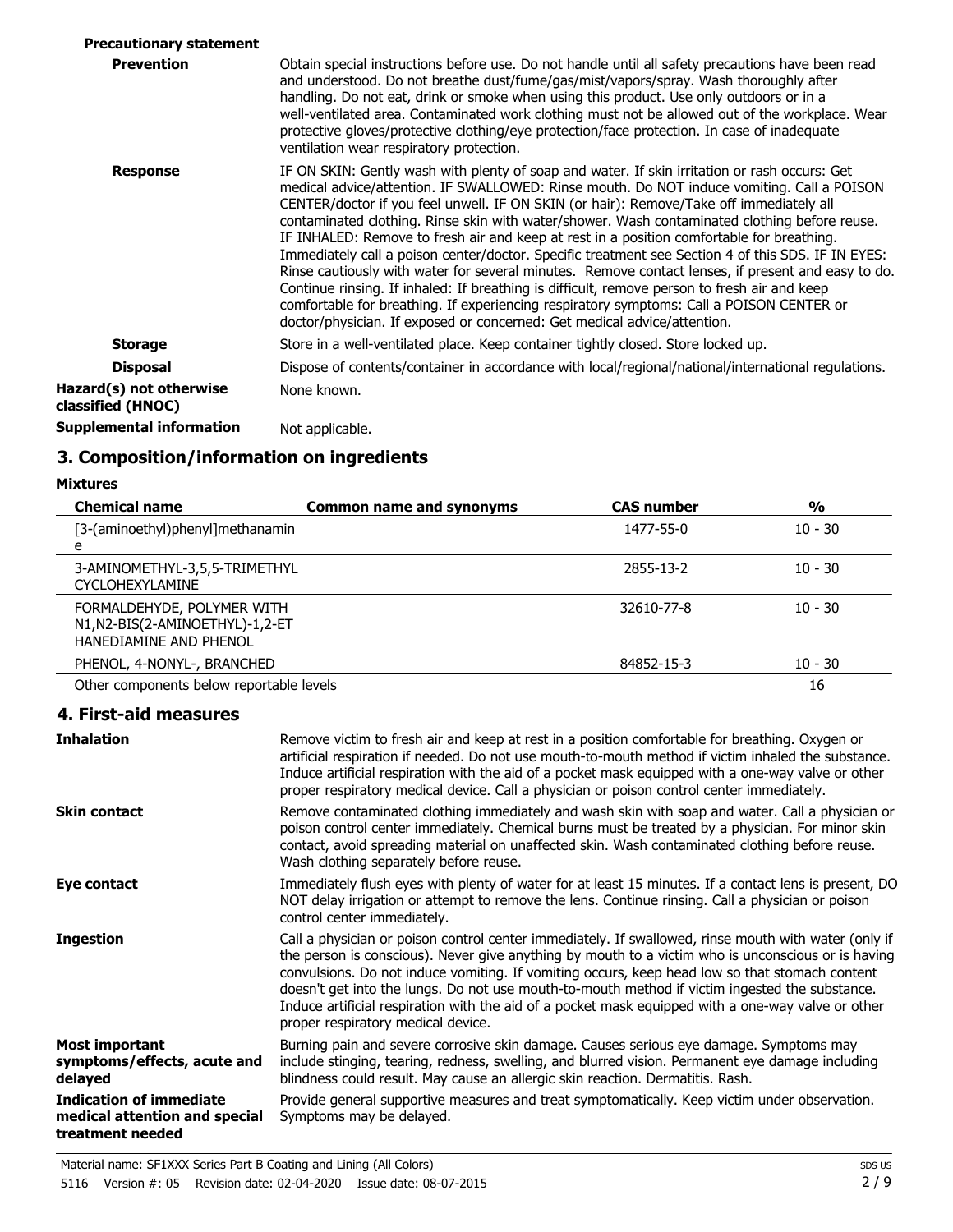**Precautionary statement**

**Prevention** Obtain special instructions before use. Do not handle until all safety precautions have been read and understood. Do not breathe dust/fume/gas/mist/vapors/spray. Wash thoroughly after handling. Do not eat, drink or smoke when using this product. Use only outdoors or in a well-ventilated area. Contaminated work clothing must not be allowed out of the workplace. Wear protective gloves/protective clothing/eye protection/face protection. In case of inadequate ventilation wear respiratory protection.

**Response** IF ON SKIN: Gently wash with plenty of soap and water. If skin irritation or rash occurs: Get medical advice/attention. IF SWALLOWED: Rinse mouth. Do NOT induce vomiting. Call a POISON CENTER/doctor if you feel unwell. IF ON SKIN (or hair): Remove/Take off immediately all contaminated clothing. Rinse skin with water/shower. Wash contaminated clothing before reuse. IF INHALED: Remove to fresh air and keep at rest in a position comfortable for breathing. Immediately call a poison center/doctor. Specific treatment see Section 4 of this SDS. IF IN EYES: Rinse cautiously with water for several minutes. Remove contact lenses, if present and easy to do. Continue rinsing. If inhaled: If breathing is difficult, remove person to fresh air and keep comfortable for breathing. If experiencing respiratory symptoms: Call a POISON CENTER or doctor/physician. If exposed or concerned: Get medical advice/attention.

**Storage** Store in a well-ventilated place. Keep container tightly closed. Store locked up.

**Disposal** Dispose of contents/container in accordance with local/regional/national/international regulations.

**Hazard(s) not otherwise classified (HNOC)** None known.

**Supplemental information** Not applicable.

## 3. Composition/information on ingredients

**Mixtures**

| Chemical name | Common name and synonyms | CAS number | % |
|---|---|---|---|
| [3-(aminoethyl)phenyl]methanamine | | 1477-55-0 | 10 - 30 |
| 3-AMINOMETHYL-3,5,5-TRIMETHYL CYCLOHEXYLAMINE | | 2855-13-2 | 10 - 30 |
| FORMALDEHYDE, POLYMER WITH N1,N2-BIS(2-AMINOETHYL)-1,2-ETHANEDIAMINE AND PHENOL | | 32610-77-8 | 10 - 30 |
| PHENOL, 4-NONYL-, BRANCHED | | 84852-15-3 | 10 - 30 |
| Other components below reportable levels | | | 16 |

## 4. First-aid measures

**Inhalation** Remove victim to fresh air and keep at rest in a position comfortable for breathing. Oxygen or artificial respiration if needed. Do not use mouth-to-mouth method if victim inhaled the substance. Induce artificial respiration with the aid of a pocket mask equipped with a one-way valve or other proper respiratory medical device. Call a physician or poison control center immediately.

**Skin contact** Remove contaminated clothing immediately and wash skin with soap and water. Call a physician or poison control center immediately. Chemical burns must be treated by a physician. For minor skin contact, avoid spreading material on unaffected skin. Wash contaminated clothing before reuse. Wash clothing separately before reuse.

**Eye contact** Immediately flush eyes with plenty of water for at least 15 minutes. If a contact lens is present, DO NOT delay irrigation or attempt to remove the lens. Continue rinsing. Call a physician or poison control center immediately.

**Ingestion** Call a physician or poison control center immediately. If swallowed, rinse mouth with water (only if the person is conscious). Never give anything by mouth to a victim who is unconscious or is having convulsions. Do not induce vomiting. If vomiting occurs, keep head low so that stomach content doesn't get into the lungs. Do not use mouth-to-mouth method if victim ingested the substance. Induce artificial respiration with the aid of a pocket mask equipped with a one-way valve or other proper respiratory medical device.

**Most important symptoms/effects, acute and delayed** Burning pain and severe corrosive skin damage. Causes serious eye damage. Symptoms may include stinging, tearing, redness, swelling, and blurred vision. Permanent eye damage including blindness could result. May cause an allergic skin reaction. Dermatitis. Rash.

**Indication of immediate medical attention and special treatment needed** Provide general supportive measures and treat symptomatically. Keep victim under observation. Symptoms may be delayed.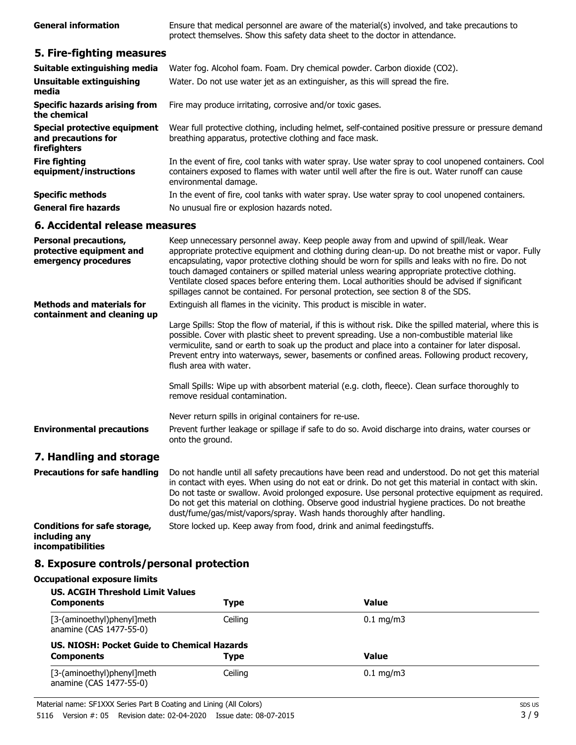**General information** Ensure that medical personnel are aware of the material(s) involved, and take precautions to protect themselves. Show this safety data sheet to the doctor in attendance.

## 5. Fire-fighting measures

| | |
|---|---|
| **Suitable extinguishing media** | Water fog. Alcohol foam. Foam. Dry chemical powder. Carbon dioxide ($CO_2$). |
| **Unsuitable extinguishing media** | Water. Do not use water jet as an extinguisher, as this will spread the fire. |
| **Specific hazards arising from the chemical** | Fire may produce irritating, corrosive and/or toxic gases. |
| **Special protective equipment and precautions for firefighters** | Wear full protective clothing, including helmet, self-contained positive pressure or pressure demand breathing apparatus, protective clothing and face mask. |
| **Fire fighting equipment/instructions** | In the event of fire, cool tanks with water spray. Use water spray to cool unopened containers. Cool containers exposed to flames with water until well after the fire is out. Water runoff can cause environmental damage. |
| **Specific methods** | In the event of fire, cool tanks with water spray. Use water spray to cool unopened containers. |
| **General fire hazards** | No unusual fire or explosion hazards noted. |

## 6. Accidental release measures

**Personal precautions, protective equipment and emergency procedures**

Keep unnecessary personnel away. Keep people away from and upwind of spill/leak. Wear appropriate protective equipment and clothing during clean-up. Do not breathe mist or vapor. Fully encapsulating, vapor protective clothing should be worn for spills and leaks with no fire. Do not touch damaged containers or spilled material unless wearing appropriate protective clothing. Ventilate closed spaces before entering them. Local authorities should be advised if significant spillages cannot be contained. For personal protection, see section 8 of the SDS.

**Methods and materials for containment and cleaning up**

Extinguish all flames in the vicinity. This product is miscible in water.

Large Spills: Stop the flow of material, if this is without risk. Dike the spilled material, where this is possible. Cover with plastic sheet to prevent spreading. Use a non-combustible material like vermiculite, sand or earth to soak up the product and place into a container for later disposal. Prevent entry into waterways, sewer, basements or confined areas. Following product recovery, flush area with water.

Small Spills: Wipe up with absorbent material (e.g. cloth, fleece). Clean surface thoroughly to remove residual contamination.

Never return spills in original containers for re-use.

**Environmental precautions**

Prevent further leakage or spillage if safe to do so. Avoid discharge into drains, water courses or onto the ground.

## 7. Handling and storage

**Precautions for safe handling**

Do not handle until all safety precautions have been read and understood. Do not get this material in contact with eyes. When using do not eat or drink. Do not get this material in contact with skin. Do not taste or swallow. Avoid prolonged exposure. Use personal protective equipment as required. Do not get this material on clothing. Observe good industrial hygiene practices. Do not breathe dust/fume/gas/mist/vapors/spray. Wash hands thoroughly after handling.

**Conditions for safe storage, including any incompatibilities**

Store locked up. Keep away from food, drink and animal feedingstuffs.

## 8. Exposure controls/personal protection

### Occupational exposure limits

**US. ACGIH Threshold Limit Values**

| Components | Type | Value |
|---|---|---|
| [3-(aminoethyl)phenyl]meth anamine (CAS 1477-55-0) | Ceiling | 0.1 mg/m3 |

**US. NIOSH: Pocket Guide to Chemical Hazards**

| Components | Type | Value |
|---|---|---|
| [3-(aminoethyl)phenyl]meth anamine (CAS 1477-55-0) | Ceiling | 0.1 mg/m3 |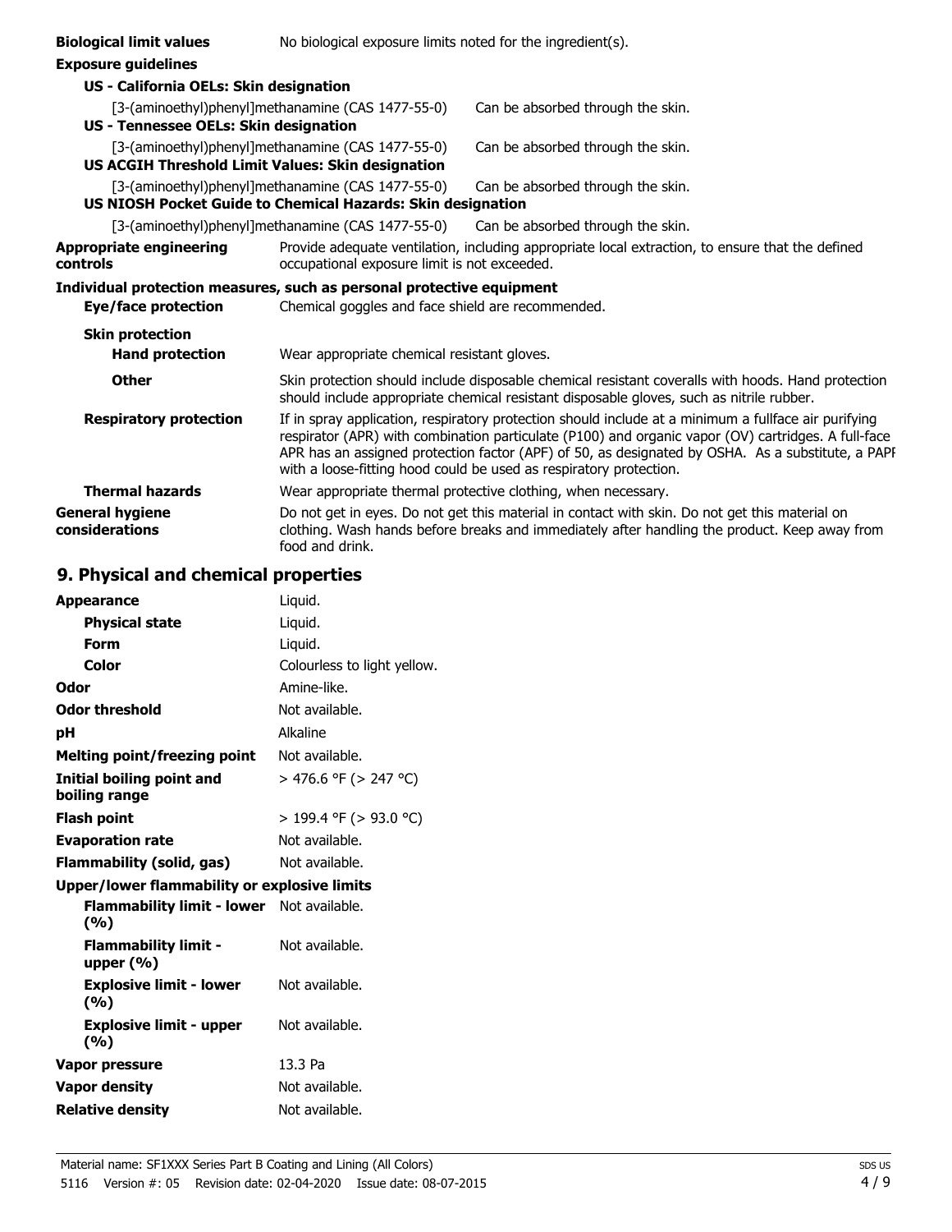**Biological limit values** No biological exposure limits noted for the ingredient(s).

**Exposure guidelines**

**US - California OELs: Skin designation**

| | |
|---|---|
| [3-(aminoethyl)phenyl]methanamine (CAS 1477-55-0) | Can be absorbed through the skin. |

**US - Tennessee OELs: Skin designation**

| | |
|---|---|
| [3-(aminoethyl)phenyl]methanamine (CAS 1477-55-0) | Can be absorbed through the skin. |

**US ACGIH Threshold Limit Values: Skin designation**

| | |
|---|---|
| [3-(aminoethyl)phenyl]methanamine (CAS 1477-55-0) | Can be absorbed through the skin. |

**US NIOSH Pocket Guide to Chemical Hazards: Skin designation**

| | |
|---|---|
| [3-(aminoethyl)phenyl]methanamine (CAS 1477-55-0) | Can be absorbed through the skin. |

**Appropriate engineering controls** Provide adequate ventilation, including appropriate local extraction, to ensure that the defined occupational exposure limit is not exceeded.

**Individual protection measures, such as personal protective equipment**

**Eye/face protection** Chemical goggles and face shield are recommended.

**Skin protection**

**Hand protection** Wear appropriate chemical resistant gloves.

**Other** Skin protection should include disposable chemical resistant coveralls with hoods. Hand protection should include appropriate chemical resistant disposable gloves, such as nitrile rubber.

**Respiratory protection** If in spray application, respiratory protection should include at a minimum a fullface air purifying respirator (APR) with combination particulate (P100) and organic vapor (OV) cartridges. A full-face APR has an assigned protection factor (APF) of 50, as designated by OSHA. As a substitute, a PAPR with a loose-fitting hood could be used as respiratory protection.

**Thermal hazards** Wear appropriate thermal protective clothing, when necessary.

**General hygiene considerations** Do not get in eyes. Do not get this material in contact with skin. Do not get this material on clothing. Wash hands before breaks and immediately after handling the product. Keep away from food and drink.

## 9. Physical and chemical properties

| | |
|---|---|
| **Appearance** | Liquid. |
| **Physical state** | Liquid. |
| **Form** | Liquid. |
| **Color** | Colourless to light yellow. |
| **Odor** | Amine-like. |
| **Odor threshold** | Not available. |
| **pH** | Alkaline |
| **Melting point/freezing point** | Not available. |
| **Initial boiling point and boiling range** | > 476.6 °F (> 247 °C) |
| **Flash point** | > 199.4 °F (> 93.0 °C) |
| **Evaporation rate** | Not available. |
| **Flammability (solid, gas)** | Not available. |
| **Upper/lower flammability or explosive limits** | |
| **Flammability limit - lower (%)** | Not available. |
| **Flammability limit - upper (%)** | Not available. |
| **Explosive limit - lower (%)** | Not available. |
| **Explosive limit - upper (%)** | Not available. |
| **Vapor pressure** | 13.3 Pa |
| **Vapor density** | Not available. |
| **Relative density** | Not available. |

Material name: SF1XXX Series Part B Coating and Lining (All Colors)
5116 Version #: 05 Revision date: 02-04-2020 Issue date: 08-07-2015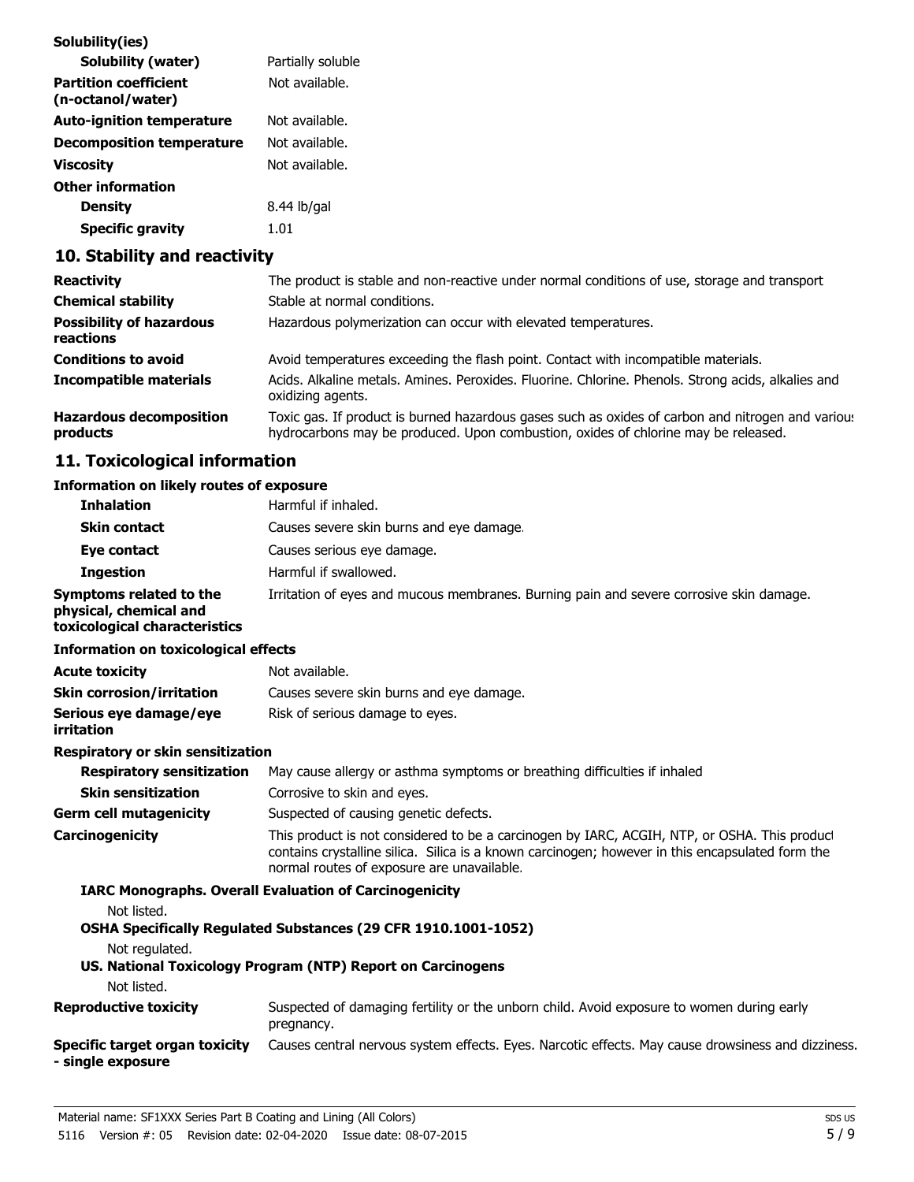**Solubility(ies)**

| | |
|---|---|
| **Solubility (water)** | Partially soluble |
| **Partition coefficient (n-octanol/water)** | Not available. |
| **Auto-ignition temperature** | Not available. |
| **Decomposition temperature** | Not available. |
| **Viscosity** | Not available. |

**Other information**

| | |
|---|---|
| **Density** | 8.44 lb/gal |
| **Specific gravity** | 1.01 |

## 10. Stability and reactivity

| | |
|---|---|
| **Reactivity** | The product is stable and non-reactive under normal conditions of use, storage and transport |
| **Chemical stability** | Stable at normal conditions. |
| **Possibility of hazardous reactions** | Hazardous polymerization can occur with elevated temperatures. |
| **Conditions to avoid** | Avoid temperatures exceeding the flash point. Contact with incompatible materials. |
| **Incompatible materials** | Acids. Alkaline metals. Amines. Peroxides. Fluorine. Chlorine. Phenols. Strong acids, alkalies and oxidizing agents. |
| **Hazardous decomposition products** | Toxic gas. If product is burned hazardous gases such as oxides of carbon and nitrogen and various hydrocarbons may be produced. Upon combustion, oxides of chlorine may be released. |

## 11. Toxicological information

**Information on likely routes of exposure**

| | |
|---|---|
| **Inhalation** | Harmful if inhaled. |
| **Skin contact** | Causes severe skin burns and eye damage. |
| **Eye contact** | Causes serious eye damage. |
| **Ingestion** | Harmful if swallowed. |
| **Symptoms related to the physical, chemical and toxicological characteristics** | Irritation of eyes and mucous membranes. Burning pain and severe corrosive skin damage. |

**Information on toxicological effects**

| | |
|---|---|
| **Acute toxicity** | Not available. |
| **Skin corrosion/irritation** | Causes severe skin burns and eye damage. |
| **Serious eye damage/eye irritation** | Risk of serious damage to eyes. |

**Respiratory or skin sensitization**

| | |
|---|---|
| **Respiratory sensitization** | May cause allergy or asthma symptoms or breathing difficulties if inhaled |
| **Skin sensitization** | Corrosive to skin and eyes. |
| **Germ cell mutagenicity** | Suspected of causing genetic defects. |
| **Carcinogenicity** | This product is not considered to be a carcinogen by IARC, ACGIH, NTP, or OSHA. This product contains crystalline silica. Silica is a known carcinogen; however in this encapsulated form the normal routes of exposure are unavailable. |

**IARC Monographs. Overall Evaluation of Carcinogenicity**

Not listed.

**OSHA Specifically Regulated Substances (29 CFR 1910.1001-1052)**

Not regulated.

**US. National Toxicology Program (NTP) Report on Carcinogens**

Not listed.

| | |
|---|---|
| **Reproductive toxicity** | Suspected of damaging fertility or the unborn child. Avoid exposure to women during early pregnancy. |
| **Specific target organ toxicity - single exposure** | Causes central nervous system effects. Eyes. Narcotic effects. May cause drowsiness and dizziness. |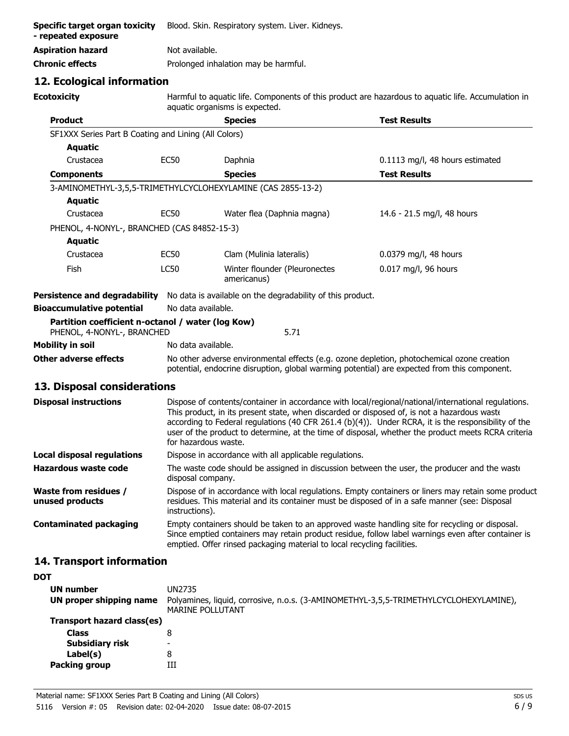| | |
|---|---|
| **Specific target organ toxicity - repeated exposure** | Blood. Skin. Respiratory system. Liver. Kidneys. |
| **Aspiration hazard** | Not available. |
| **Chronic effects** | Prolonged inhalation may be harmful. |

## 12. Ecological information

**Ecotoxicity** Harmful to aquatic life. Components of this product are hazardous to aquatic life. Accumulation in aquatic organisms is expected.

| **Product** | | **Species** | **Test Results** |
|---|---|---|---|
| SF1XXX Series Part B Coating and Lining (All Colors) | | | |
| **Aquatic** | | | |
| Crustacea | EC50 | Daphnia | 0.1113 mg/l, 48 hours estimated |

| **Components** | | **Species** | **Test Results** |
|---|---|---|---|
| 3-AMINOMETHYL-3,5,5-TRIMETHYLCYCLOHEXYLAMINE (CAS 2855-13-2) | | | |
| **Aquatic** | | | |
| Crustacea | EC50 | Water flea (Daphnia magna) | 14.6 - 21.5 mg/l, 48 hours |
| PHENOL, 4-NONYL-, BRANCHED (CAS 84852-15-3) | | | |
| **Aquatic** | | | |
| Crustacea | EC50 | Clam (Mulinia lateralis) | 0.0379 mg/l, 48 hours |
| Fish | LC50 | Winter flounder (Pleuronectes americanus) | 0.017 mg/l, 96 hours |

**Persistence and degradability** No data is available on the degradability of this product.

**Bioaccumulative potential** No data available.

**Partition coefficient n-octanol / water (log Kow)**
PHENOL, 4-NONYL-, BRANCHED 5.71

**Mobility in soil** No data available.

**Other adverse effects** No other adverse environmental effects (e.g. ozone depletion, photochemical ozone creation potential, endocrine disruption, global warming potential) are expected from this component.

## 13. Disposal considerations

| | |
|---|---|
| **Disposal instructions** | Dispose of contents/container in accordance with local/regional/national/international regulations. This product, in its present state, when discarded or disposed of, is not a hazardous waste according to Federal regulations (40 CFR 261.4 (b)(4)). Under RCRA, it is the responsibility of the user of the product to determine, at the time of disposal, whether the product meets RCRA criteria for hazardous waste. |
| **Local disposal regulations** | Dispose in accordance with all applicable regulations. |
| **Hazardous waste code** | The waste code should be assigned in discussion between the user, the producer and the waste disposal company. |
| **Waste from residues / unused products** | Dispose of in accordance with local regulations. Empty containers or liners may retain some product residues. This material and its container must be disposed of in a safe manner (see: Disposal instructions). |
| **Contaminated packaging** | Empty containers should be taken to an approved waste handling site for recycling or disposal. Since emptied containers may retain product residue, follow label warnings even after container is emptied. Offer rinsed packaging material to local recycling facilities. |

## 14. Transport information

**DOT**

| | |
|---|---|
| **UN number** | UN2735 |
| **UN proper shipping name** | Polyamines, liquid, corrosive, n.o.s. (3-AMINOMETHYL-3,5,5-TRIMETHYLCYCLOHEXYLAMINE), MARINE POLLUTANT |
| **Transport hazard class(es)** | |
| **Class** | 8 |
| **Subsidiary risk** | - |
| **Label(s)** | 8 |
| **Packing group** | III |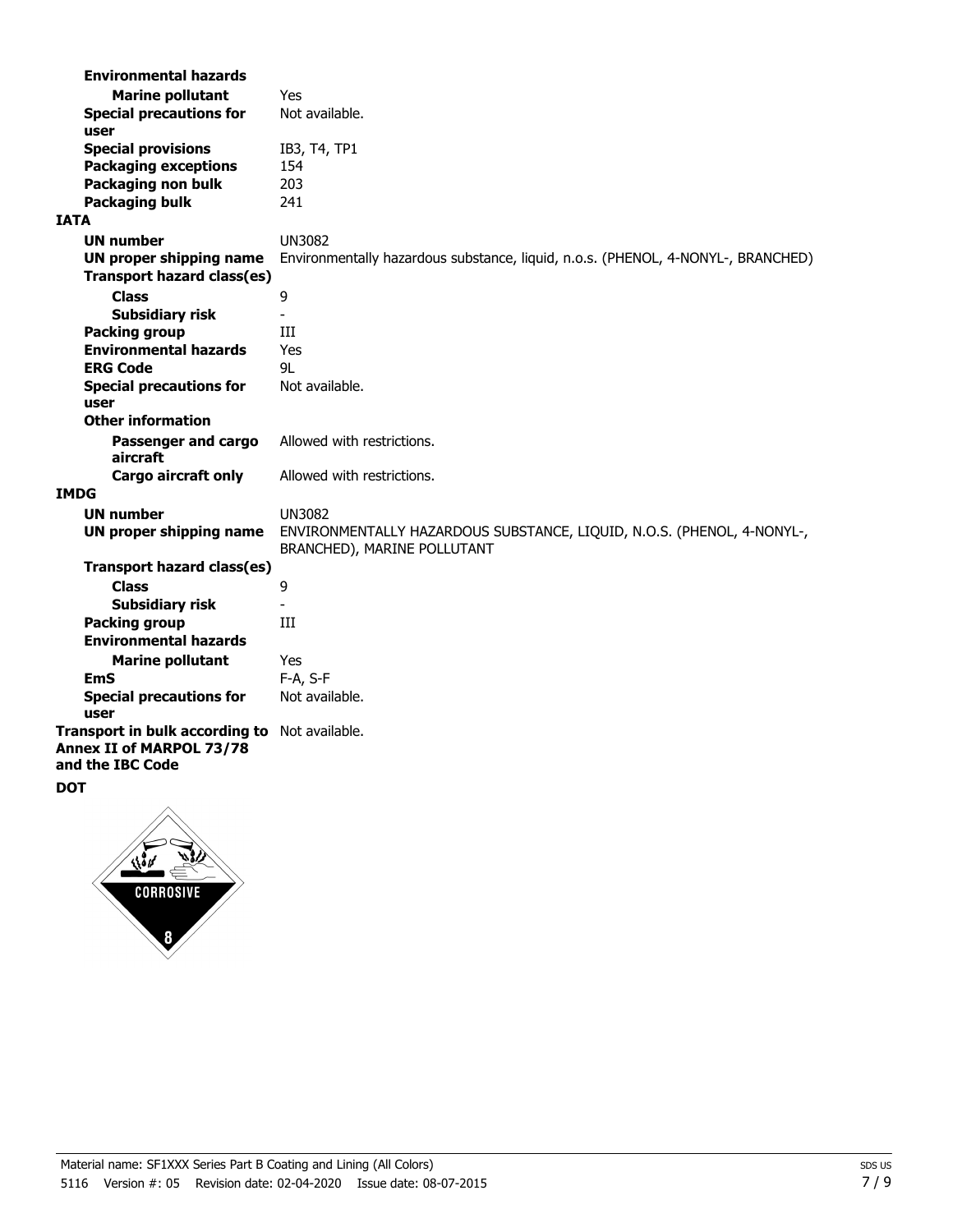**Environmental hazards**

**Marine pollutant** Yes

**Special precautions for user** Not available.

**Special provisions** IB3, T4, TP1

**Packaging exceptions** 154

**Packaging non bulk** 203

**Packaging bulk** 241

**IATA**

**UN number** UN3082

**UN proper shipping name** Environmentally hazardous substance, liquid, n.o.s. (PHENOL, 4-NONYL-, BRANCHED)

**Transport hazard class(es)**

**Class** 9

**Subsidiary risk** -

**Packing group** III

**Environmental hazards** Yes

**ERG Code** 9L

**Special precautions for user** Not available.

**Other information**

**Passenger and cargo aircraft** Allowed with restrictions.

**Cargo aircraft only** Allowed with restrictions.

**IMDG**

**UN number** UN3082

**UN proper shipping name** ENVIRONMENTALLY HAZARDOUS SUBSTANCE, LIQUID, N.O.S. (PHENOL, 4-NONYL-, BRANCHED), MARINE POLLUTANT

**Transport hazard class(es)**

**Class** 9

**Subsidiary risk** -

**Packing group** III

**Environmental hazards**

**Marine pollutant** Yes

**EmS** F-A, S-F

**Special precautions for user** Not available.

**Transport in bulk according to Annex II of MARPOL 73/78 and the IBC Code** Not available.

**DOT**

CORROSIVE

8

Material name: SF1XXX Series Part B Coating and Lining (All Colors)

5116 Version #: 05 Revision date: 02-04-2020 Issue date: 08-07-2015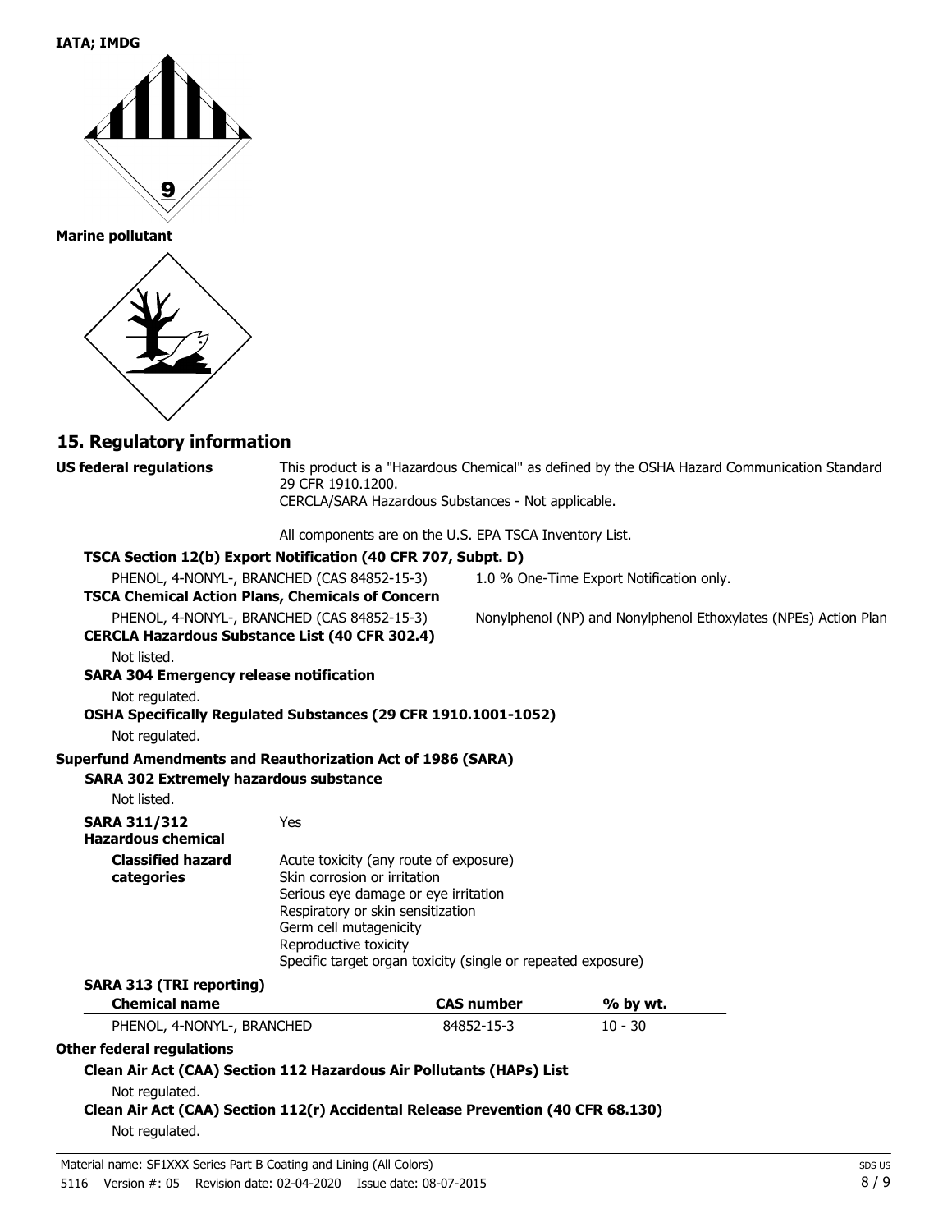**IATA; IMDG**

**Marine pollutant**

## 15. Regulatory information

**US federal regulations**

This product is a "Hazardous Chemical" as defined by the OSHA Hazard Communication Standard 29 CFR 1910.1200.
CERCLA/SARA Hazardous Substances - Not applicable.

All components are on the U.S. EPA TSCA Inventory List.

**TSCA Section 12(b) Export Notification (40 CFR 707, Subpt. D)**

PHENOL, 4-NONYL-, BRANCHED (CAS 84852-15-3) — 1.0 % One-Time Export Notification only.

**TSCA Chemical Action Plans, Chemicals of Concern**

PHENOL, 4-NONYL-, BRANCHED (CAS 84852-15-3) — Nonylphenol (NP) and Nonylphenol Ethoxylates (NPEs) Action Plan

**CERCLA Hazardous Substance List (40 CFR 302.4)**

Not listed.

**SARA 304 Emergency release notification**

Not regulated.

**OSHA Specifically Regulated Substances (29 CFR 1910.1001-1052)**

Not regulated.

**Superfund Amendments and Reauthorization Act of 1986 (SARA)**

**SARA 302 Extremely hazardous substance**

Not listed.

**SARA 311/312 Hazardous chemical** Yes

**Classified hazard categories**

Acute toxicity (any route of exposure)
Skin corrosion or irritation
Serious eye damage or eye irritation
Respiratory or skin sensitization
Germ cell mutagenicity
Reproductive toxicity
Specific target organ toxicity (single or repeated exposure)

**SARA 313 (TRI reporting)**

| Chemical name | CAS number | % by wt. |
|---|---|---|
| PHENOL, 4-NONYL-, BRANCHED | 84852-15-3 | 10 - 30 |

**Other federal regulations**

**Clean Air Act (CAA) Section 112 Hazardous Air Pollutants (HAPs) List**

Not regulated.

**Clean Air Act (CAA) Section 112(r) Accidental Release Prevention (40 CFR 68.130)**

Not regulated.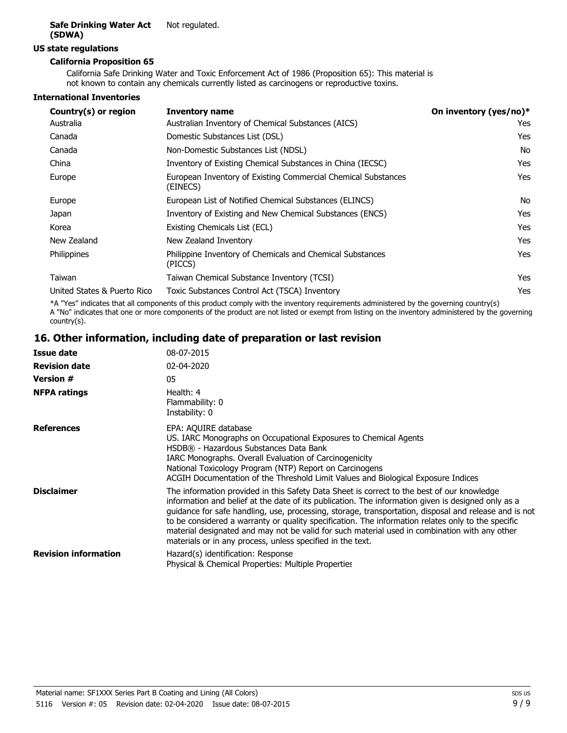**Safe Drinking Water Act (SDWA)** Not regulated.

**US state regulations**

**California Proposition 65**

California Safe Drinking Water and Toxic Enforcement Act of 1986 (Proposition 65): This material is not known to contain any chemicals currently listed as carcinogens or reproductive toxins.

**International Inventories**

| Country(s) or region | Inventory name | On inventory (yes/no)* |
|---|---|---|
| Australia | Australian Inventory of Chemical Substances (AICS) | Yes |
| Canada | Domestic Substances List (DSL) | Yes |
| Canada | Non-Domestic Substances List (NDSL) | No |
| China | Inventory of Existing Chemical Substances in China (IECSC) | Yes |
| Europe | European Inventory of Existing Commercial Chemical Substances (EINECS) | Yes |
| Europe | European List of Notified Chemical Substances (ELINCS) | No |
| Japan | Inventory of Existing and New Chemical Substances (ENCS) | Yes |
| Korea | Existing Chemicals List (ECL) | Yes |
| New Zealand | New Zealand Inventory | Yes |
| Philippines | Philippine Inventory of Chemicals and Chemical Substances (PICCS) | Yes |
| Taiwan | Taiwan Chemical Substance Inventory (TCSI) | Yes |
| United States & Puerto Rico | Toxic Substances Control Act (TSCA) Inventory | Yes |

*A "Yes" indicates that all components of this product comply with the inventory requirements administered by the governing country(s)
A "No" indicates that one or more components of the product are not listed or exempt from listing on the inventory administered by the governing country(s).

## 16. Other information, including date of preparation or last revision

**Issue date** 08-07-2015

**Revision date** 02-04-2020

**Version #** 05

**NFPA ratings** Health: 4
Flammability: 0
Instability: 0

**References** EPA: AQUIRE database
US. IARC Monographs on Occupational Exposures to Chemical Agents
HSDB® - Hazardous Substances Data Bank
IARC Monographs. Overall Evaluation of Carcinogenicity
National Toxicology Program (NTP) Report on Carcinogens
ACGIH Documentation of the Threshold Limit Values and Biological Exposure Indices

**Disclaimer** The information provided in this Safety Data Sheet is correct to the best of our knowledge information and belief at the date of its publication. The information given is designed only as a guidance for safe handling, use, processing, storage, transportation, disposal and release and is not to be considered a warranty or quality specification. The information relates only to the specific material designated and may not be valid for such material used in combination with any other materials or in any process, unless specified in the text.

**Revision information** Hazard(s) identification: Response
Physical & Chemical Properties: Multiple Properties